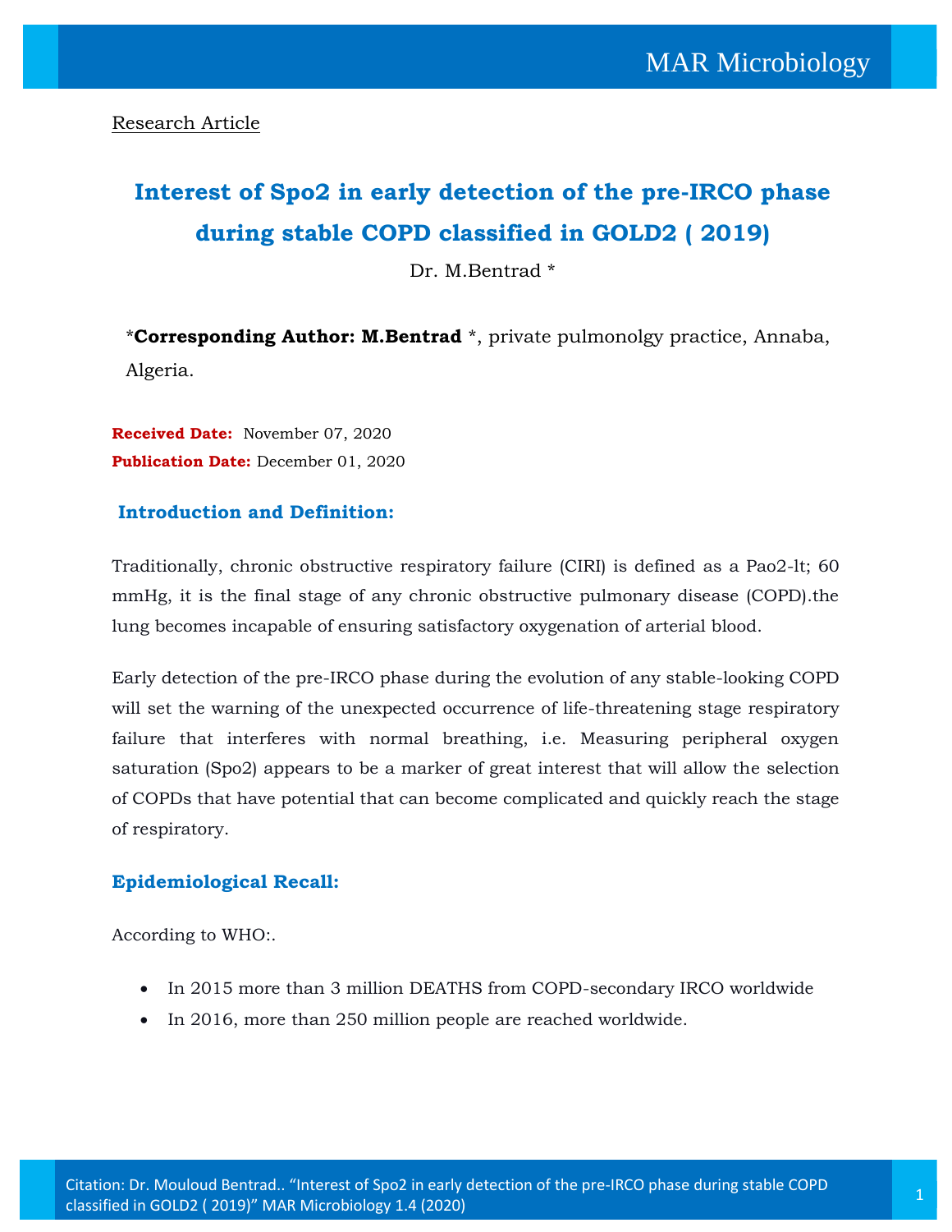Research Article

# Interest of Spo2 in early detection of the pre-IRCO phase during stable COPD classified in GOLD2 ( 2019)

Dr. M.Bentrad *

***Corresponding Author: M.Bentrad** *, private pulmonolgy practice, Annaba, Algeria.

**Received Date:** November 07, 2020

**Publication Date:** December 01, 2020

## Introduction and Definition:

Traditionally, chronic obstructive respiratory failure (CIRI) is defined as a Pao2-lt; 60 mmHg, it is the final stage of any chronic obstructive pulmonary disease (COPD).the lung becomes incapable of ensuring satisfactory oxygenation of arterial blood.

Early detection of the pre-IRCO phase during the evolution of any stable-looking COPD will set the warning of the unexpected occurrence of life-threatening stage respiratory failure that interferes with normal breathing, i.e. Measuring peripheral oxygen saturation (Spo2) appears to be a marker of great interest that will allow the selection of COPDs that have potential that can become complicated and quickly reach the stage of respiratory.

## Epidemiological Recall:

According to WHO:.

- In 2015 more than 3 million DEATHS from COPD-secondary IRCO worldwide
- In 2016, more than 250 million people are reached worldwide.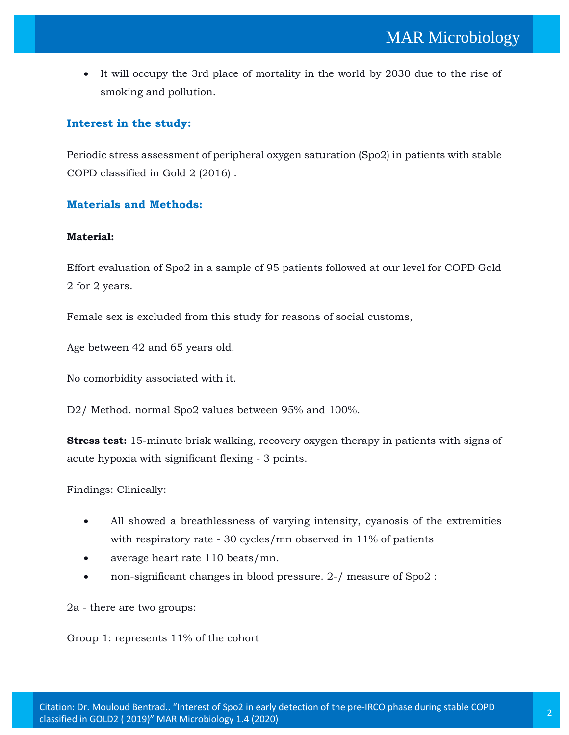- It will occupy the 3rd place of mortality in the world by 2030 due to the rise of smoking and pollution.

### Interest in the study:

Periodic stress assessment of peripheral oxygen saturation (Spo2) in patients with stable COPD classified in Gold 2 (2016) .

### Materials and Methods:

**Material:**

Effort evaluation of Spo2 in a sample of 95 patients followed at our level for COPD Gold 2 for 2 years.

Female sex is excluded from this study for reasons of social customs,

Age between 42 and 65 years old.

No comorbidity associated with it.

D2/ Method. normal Spo2 values between 95% and 100%.

**Stress test:** 15-minute brisk walking, recovery oxygen therapy in patients with signs of acute hypoxia with significant flexing - 3 points.

Findings: Clinically:

- All showed a breathlessness of varying intensity, cyanosis of the extremities with respiratory rate - 30 cycles/mn observed in 11% of patients
- average heart rate 110 beats/mn.
- non-significant changes in blood pressure. 2-/ measure of Spo2 :

2a - there are two groups:

Group 1: represents 11% of the cohort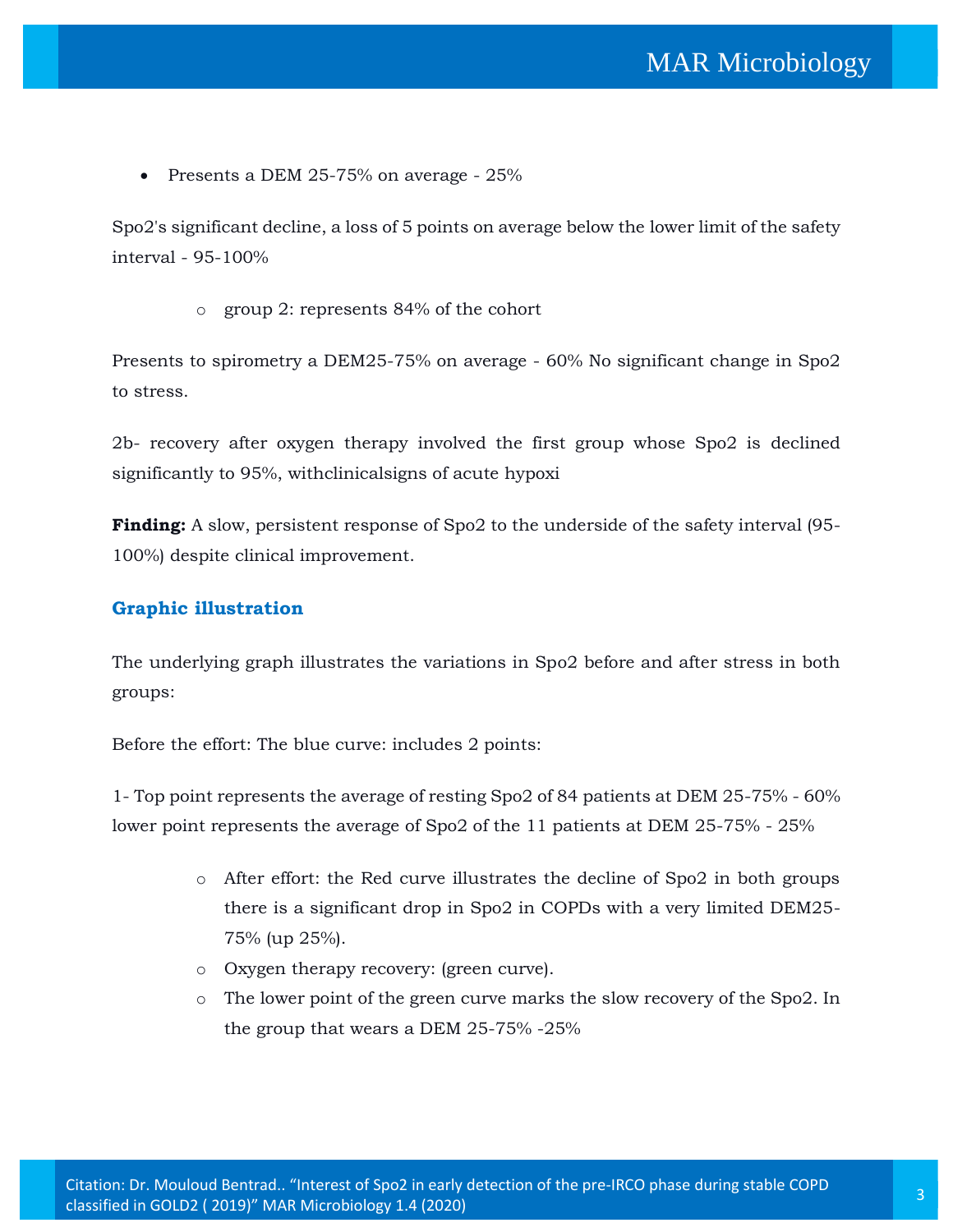- Presents a DEM 25-75% on average - 25%

Spo2's significant decline, a loss of 5 points on average below the lower limit of the safety interval - 95-100%

- group 2: represents 84% of the cohort

Presents to spirometry a DEM25-75% on average - 60% No significant change in Spo2 to stress.

2b- recovery after oxygen therapy involved the first group whose Spo2 is declined significantly to 95%, withclinicalsigns of acute hypoxi

**Finding:** A slow, persistent response of Spo2 to the underside of the safety interval (95-100%) despite clinical improvement.

### Graphic illustration

The underlying graph illustrates the variations in Spo2 before and after stress in both groups:

Before the effort: The blue curve: includes 2 points:

1- Top point represents the average of resting Spo2 of 84 patients at DEM 25-75% - 60% lower point represents the average of Spo2 of the 11 patients at DEM 25-75% - 25%

- After effort: the Red curve illustrates the decline of Spo2 in both groups there is a significant drop in Spo2 in COPDs with a very limited DEM25-75% (up 25%).
- Oxygen therapy recovery: (green curve).
- The lower point of the green curve marks the slow recovery of the Spo2. In the group that wears a DEM 25-75% -25%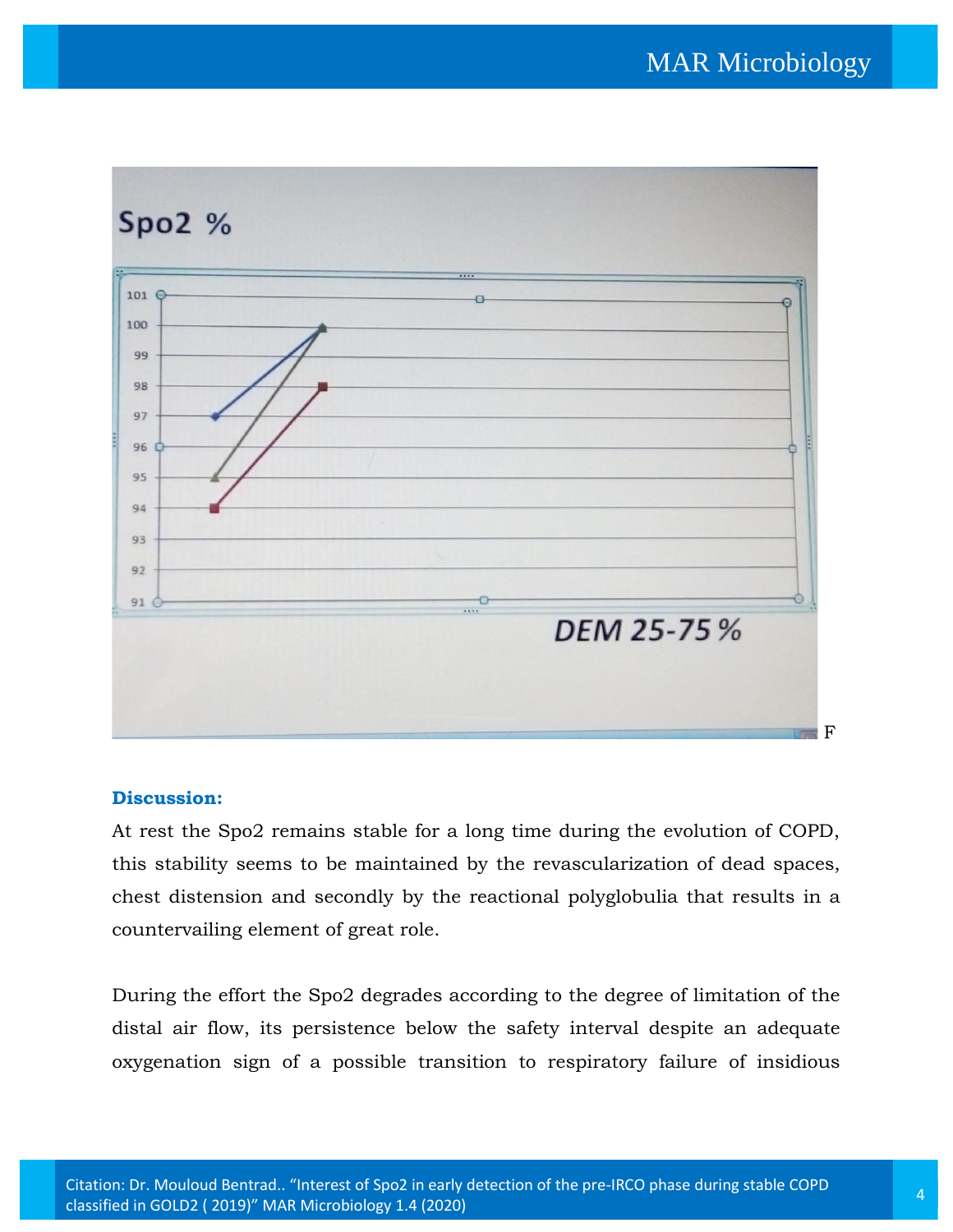Spo2 %

DEM 25-75 %

F

**Discussion:**

At rest the Spo2 remains stable for a long time during the evolution of COPD, this stability seems to be maintained by the revascularization of dead spaces, chest distension and secondly by the reactional polyglobulia that results in a countervailing element of great role.

During the effort the Spo2 degrades according to the degree of limitation of the distal air flow, its persistence below the safety interval despite an adequate oxygenation sign of a possible transition to respiratory failure of insidious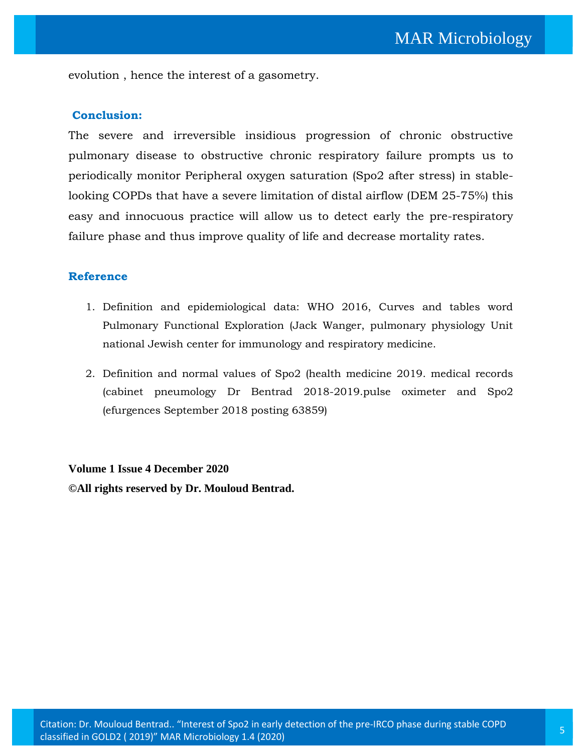evolution , hence the interest of a gasometry.

## Conclusion:

The severe and irreversible insidious progression of chronic obstructive pulmonary disease to obstructive chronic respiratory failure prompts us to periodically monitor Peripheral oxygen saturation (Spo2 after stress) in stable-looking COPDs that have a severe limitation of distal airflow (DEM 25-75%) this easy and innocuous practice will allow us to detect early the pre-respiratory failure phase and thus improve quality of life and decrease mortality rates.

## Reference

1. Definition and epidemiological data: WHO 2016, Curves and tables word Pulmonary Functional Exploration (Jack Wanger, pulmonary physiology Unit national Jewish center for immunology and respiratory medicine.
2. Definition and normal values of Spo2 (health medicine 2019. medical records (cabinet pneumology Dr Bentrad 2018-2019.pulse oximeter and Spo2 (efurgences September 2018 posting 63859)

**Volume 1 Issue 4 December 2020**

**©All rights reserved by Dr. Mouloud Bentrad.**